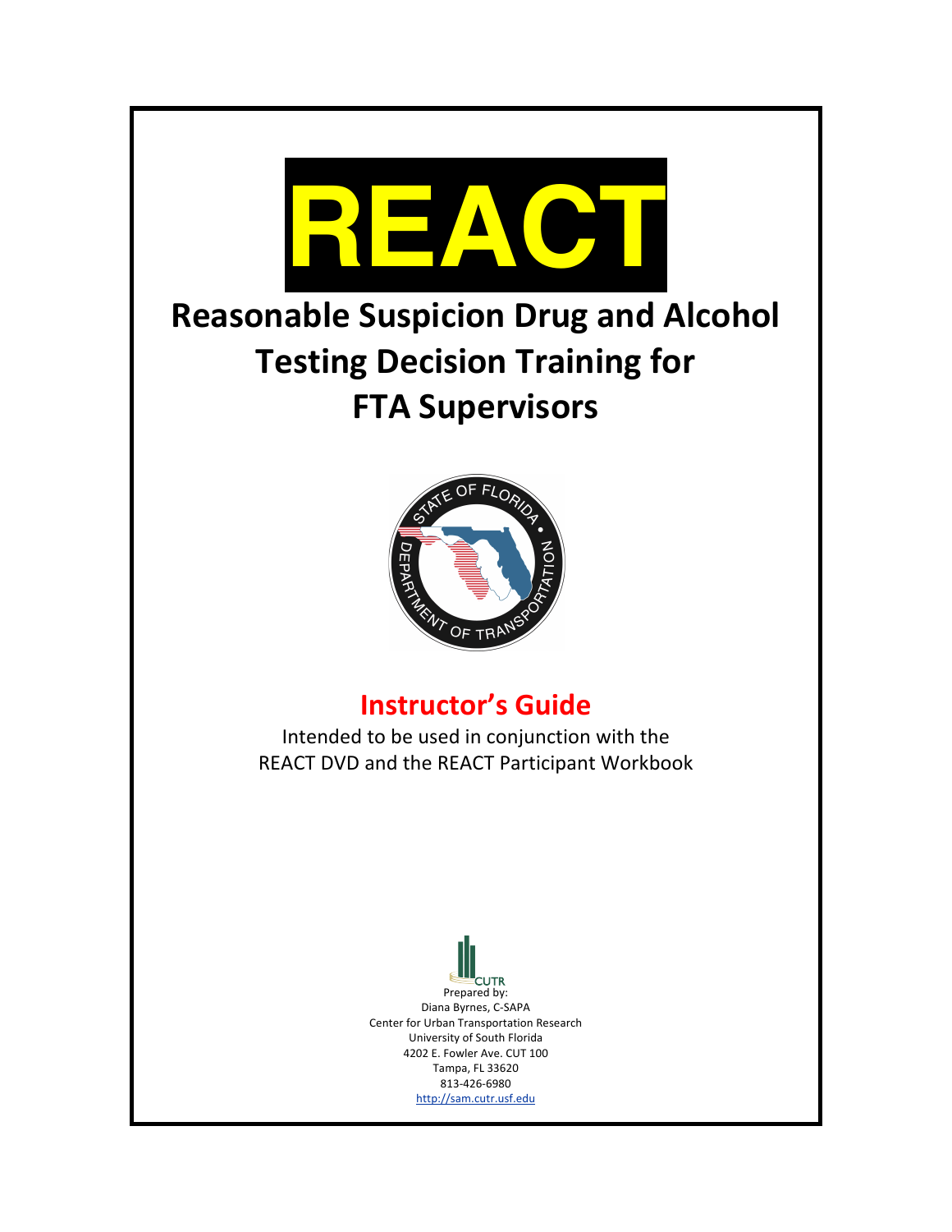# REACT

## Reasonable Suspicion Drug and Alcohol Testing Decision Training for FTA Supervisors

STATE OF FLORIDA DEPARTMENT OF TRANSPORTATION

## Instructor's Guide

Intended to be used in conjunction with the REACT DVD and the REACT Participant Workbook

CUTR

Prepared by:
Diana Byrnes, C-SAPA
Center for Urban Transportation Research
University of South Florida
4202 E. Fowler Ave. CUT 100
Tampa, FL 33620
813-426-6980
http://sam.cutr.usf.edu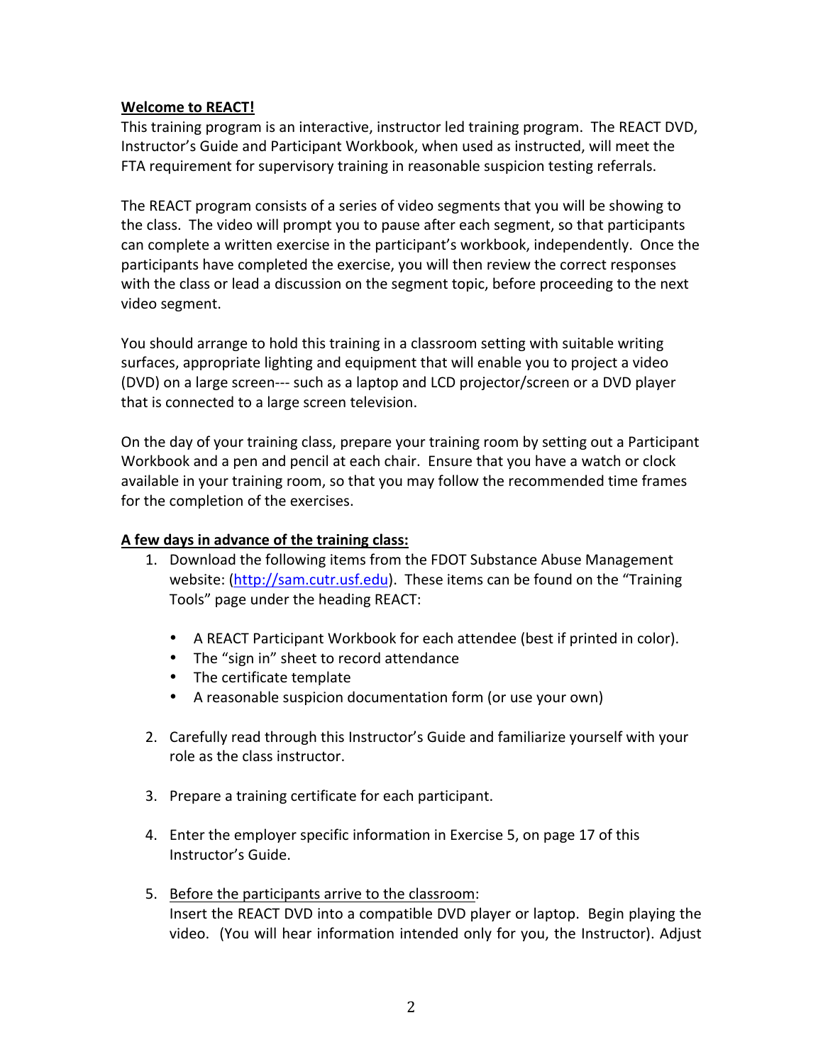**Welcome to REACT!**

This training program is an interactive, instructor led training program. The REACT DVD, Instructor's Guide and Participant Workbook, when used as instructed, will meet the FTA requirement for supervisory training in reasonable suspicion testing referrals.

The REACT program consists of a series of video segments that you will be showing to the class. The video will prompt you to pause after each segment, so that participants can complete a written exercise in the participant's workbook, independently. Once the participants have completed the exercise, you will then review the correct responses with the class or lead a discussion on the segment topic, before proceeding to the next video segment.

You should arrange to hold this training in a classroom setting with suitable writing surfaces, appropriate lighting and equipment that will enable you to project a video (DVD) on a large screen--- such as a laptop and LCD projector/screen or a DVD player that is connected to a large screen television.

On the day of your training class, prepare your training room by setting out a Participant Workbook and a pen and pencil at each chair. Ensure that you have a watch or clock available in your training room, so that you may follow the recommended time frames for the completion of the exercises.

**A few days in advance of the training class:**

1. Download the following items from the FDOT Substance Abuse Management website: (http://sam.cutr.usf.edu). These items can be found on the "Training Tools" page under the heading REACT:

   - A REACT Participant Workbook for each attendee (best if printed in color).
   - The "sign in" sheet to record attendance
   - The certificate template
   - A reasonable suspicion documentation form (or use your own)

2. Carefully read through this Instructor's Guide and familiarize yourself with your role as the class instructor.

3. Prepare a training certificate for each participant.

4. Enter the employer specific information in Exercise 5, on page 17 of this Instructor's Guide.

5. Before the participants arrive to the classroom:
   Insert the REACT DVD into a compatible DVD player or laptop. Begin playing the video. (You will hear information intended only for you, the Instructor). Adjust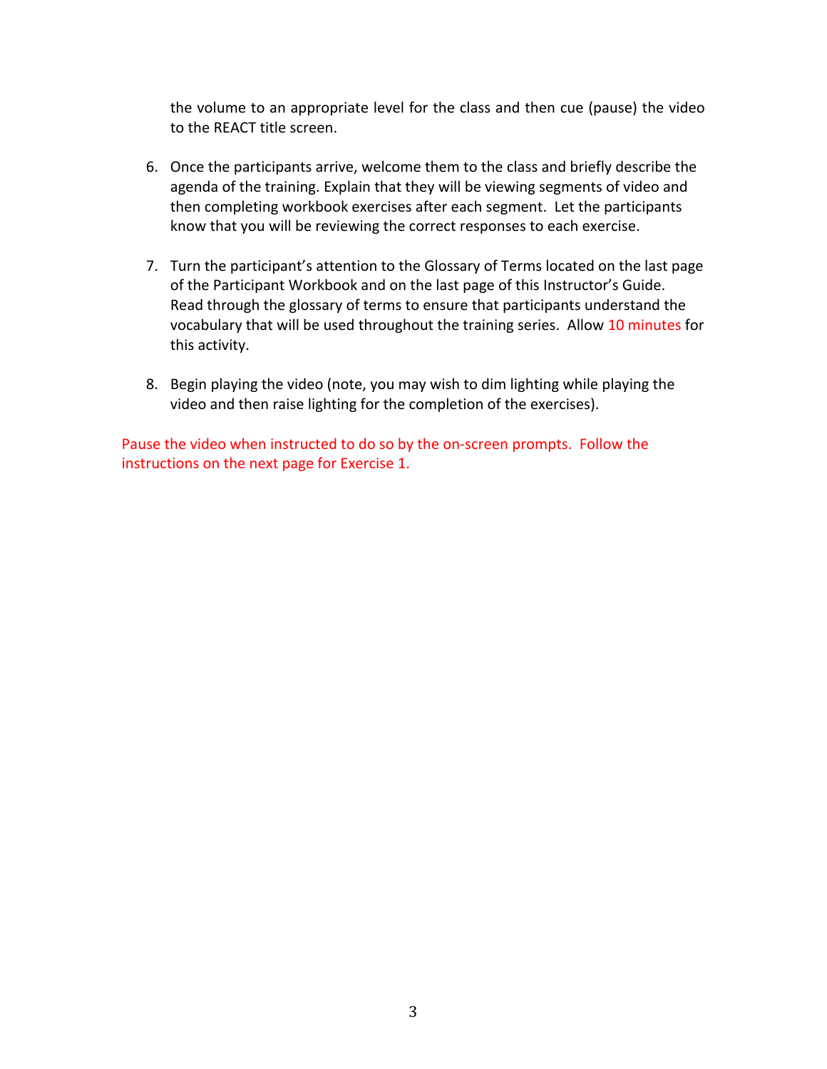the volume to an appropriate level for the class and then cue (pause) the video to the REACT title screen.

6. Once the participants arrive, welcome them to the class and briefly describe the agenda of the training. Explain that they will be viewing segments of video and then completing workbook exercises after each segment. Let the participants know that you will be reviewing the correct responses to each exercise.

7. Turn the participant's attention to the Glossary of Terms located on the last page of the Participant Workbook and on the last page of this Instructor's Guide. Read through the glossary of terms to ensure that participants understand the vocabulary that will be used throughout the training series. Allow 10 minutes for this activity.

8. Begin playing the video (note, you may wish to dim lighting while playing the video and then raise lighting for the completion of the exercises).

Pause the video when instructed to do so by the on-screen prompts. Follow the instructions on the next page for Exercise 1.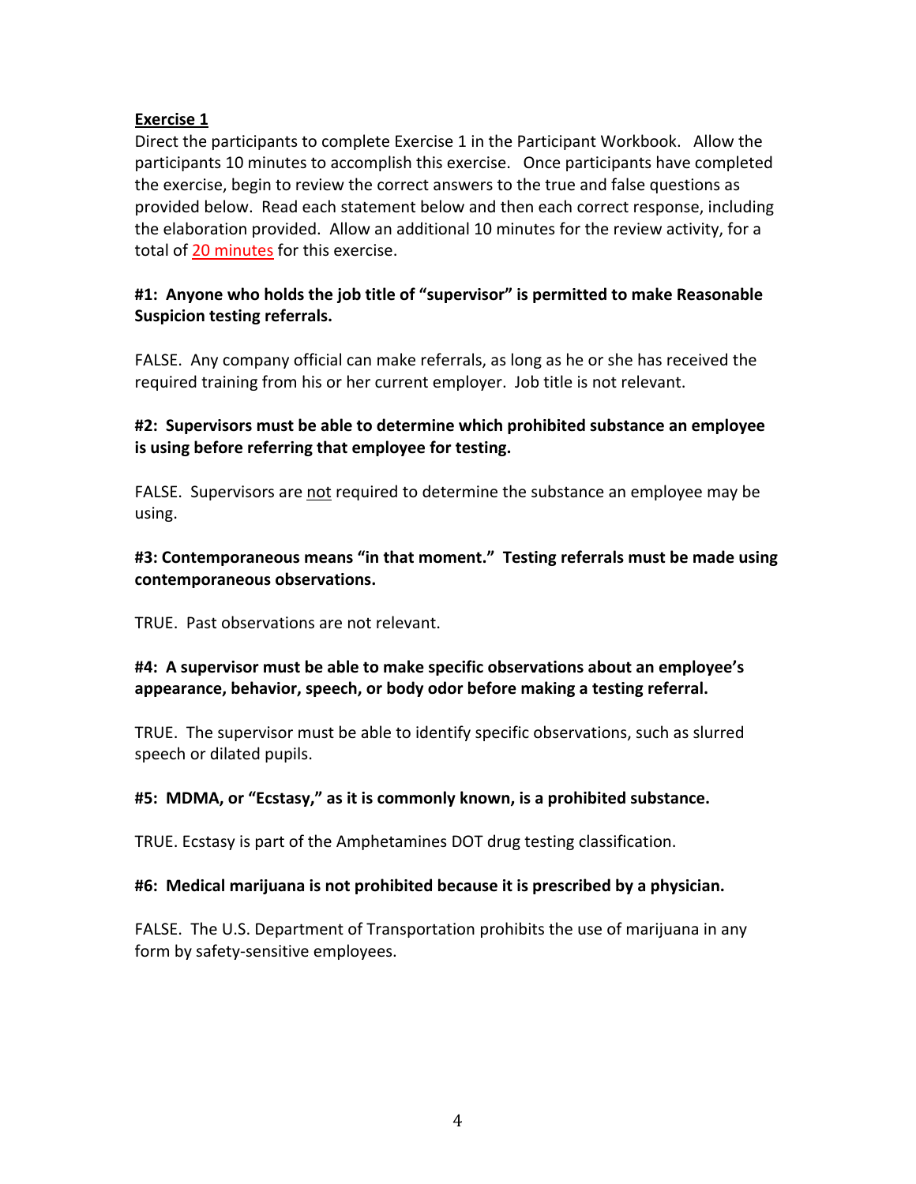**Exercise 1**

Direct the participants to complete Exercise 1 in the Participant Workbook. Allow the participants 10 minutes to accomplish this exercise. Once participants have completed the exercise, begin to review the correct answers to the true and false questions as provided below. Read each statement below and then each correct response, including the elaboration provided. Allow an additional 10 minutes for the review activity, for a total of 20 minutes for this exercise.

**#1: Anyone who holds the job title of "supervisor" is permitted to make Reasonable Suspicion testing referrals.**

FALSE. Any company official can make referrals, as long as he or she has received the required training from his or her current employer. Job title is not relevant.

**#2: Supervisors must be able to determine which prohibited substance an employee is using before referring that employee for testing.**

FALSE. Supervisors are not required to determine the substance an employee may be using.

**#3: Contemporaneous means "in that moment." Testing referrals must be made using contemporaneous observations.**

TRUE. Past observations are not relevant.

**#4: A supervisor must be able to make specific observations about an employee's appearance, behavior, speech, or body odor before making a testing referral.**

TRUE. The supervisor must be able to identify specific observations, such as slurred speech or dilated pupils.

**#5: MDMA, or "Ecstasy," as it is commonly known, is a prohibited substance.**

TRUE. Ecstasy is part of the Amphetamines DOT drug testing classification.

**#6: Medical marijuana is not prohibited because it is prescribed by a physician.**

FALSE. The U.S. Department of Transportation prohibits the use of marijuana in any form by safety-sensitive employees.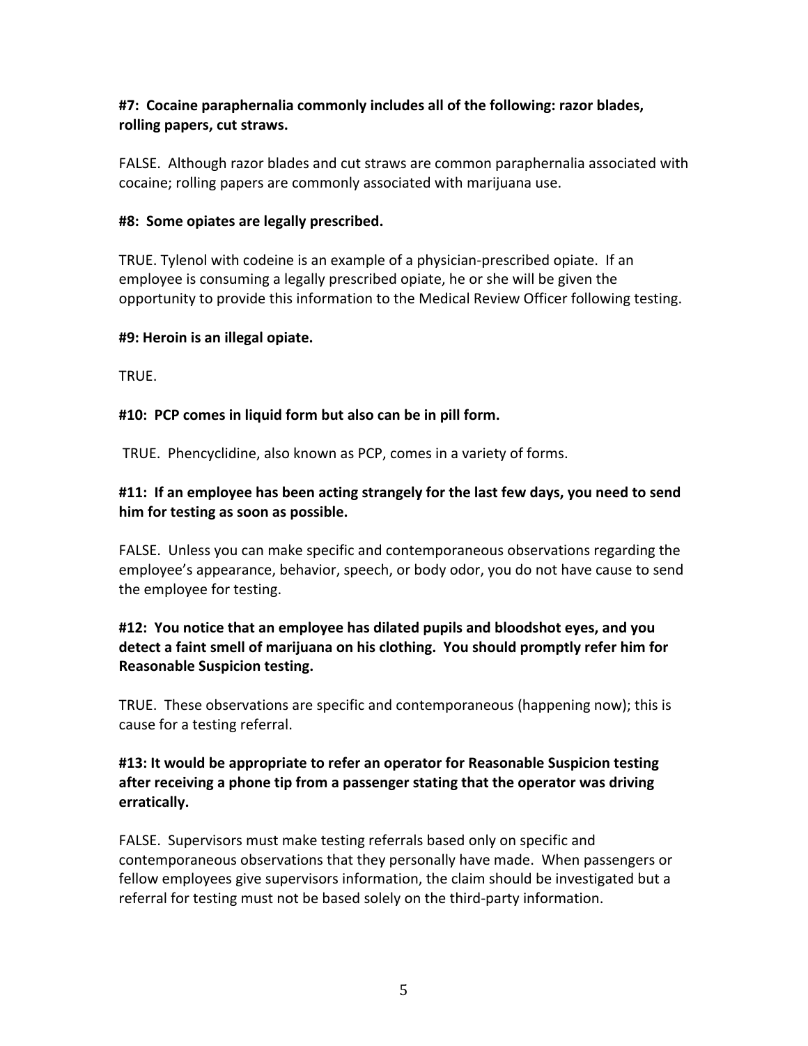**#7: Cocaine paraphernalia commonly includes all of the following: razor blades, rolling papers, cut straws.**

FALSE. Although razor blades and cut straws are common paraphernalia associated with cocaine; rolling papers are commonly associated with marijuana use.

**#8: Some opiates are legally prescribed.**

TRUE. Tylenol with codeine is an example of a physician-prescribed opiate. If an employee is consuming a legally prescribed opiate, he or she will be given the opportunity to provide this information to the Medical Review Officer following testing.

**#9: Heroin is an illegal opiate.**

TRUE.

**#10: PCP comes in liquid form but also can be in pill form.**

TRUE. Phencyclidine, also known as PCP, comes in a variety of forms.

**#11: If an employee has been acting strangely for the last few days, you need to send him for testing as soon as possible.**

FALSE. Unless you can make specific and contemporaneous observations regarding the employee's appearance, behavior, speech, or body odor, you do not have cause to send the employee for testing.

**#12: You notice that an employee has dilated pupils and bloodshot eyes, and you detect a faint smell of marijuana on his clothing. You should promptly refer him for Reasonable Suspicion testing.**

TRUE. These observations are specific and contemporaneous (happening now); this is cause for a testing referral.

**#13: It would be appropriate to refer an operator for Reasonable Suspicion testing after receiving a phone tip from a passenger stating that the operator was driving erratically.**

FALSE. Supervisors must make testing referrals based only on specific and contemporaneous observations that they personally have made. When passengers or fellow employees give supervisors information, the claim should be investigated but a referral for testing must not be based solely on the third-party information.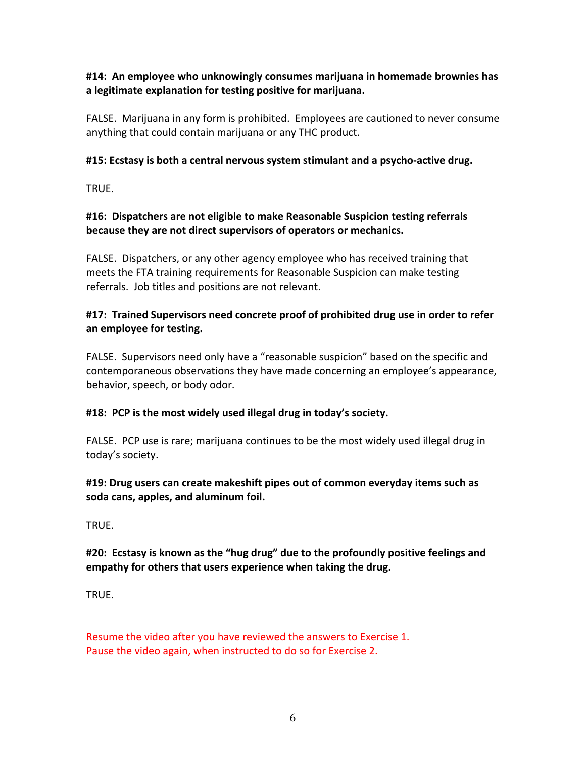**#14: An employee who unknowingly consumes marijuana in homemade brownies has a legitimate explanation for testing positive for marijuana.**

FALSE. Marijuana in any form is prohibited. Employees are cautioned to never consume anything that could contain marijuana or any THC product.

**#15: Ecstasy is both a central nervous system stimulant and a psycho-active drug.**

TRUE.

**#16: Dispatchers are not eligible to make Reasonable Suspicion testing referrals because they are not direct supervisors of operators or mechanics.**

FALSE. Dispatchers, or any other agency employee who has received training that meets the FTA training requirements for Reasonable Suspicion can make testing referrals. Job titles and positions are not relevant.

**#17: Trained Supervisors need concrete proof of prohibited drug use in order to refer an employee for testing.**

FALSE. Supervisors need only have a "reasonable suspicion" based on the specific and contemporaneous observations they have made concerning an employee's appearance, behavior, speech, or body odor.

**#18: PCP is the most widely used illegal drug in today's society.**

FALSE. PCP use is rare; marijuana continues to be the most widely used illegal drug in today's society.

**#19: Drug users can create makeshift pipes out of common everyday items such as soda cans, apples, and aluminum foil.**

TRUE.

**#20: Ecstasy is known as the "hug drug" due to the profoundly positive feelings and empathy for others that users experience when taking the drug.**

TRUE.

Resume the video after you have reviewed the answers to Exercise 1.
Pause the video again, when instructed to do so for Exercise 2.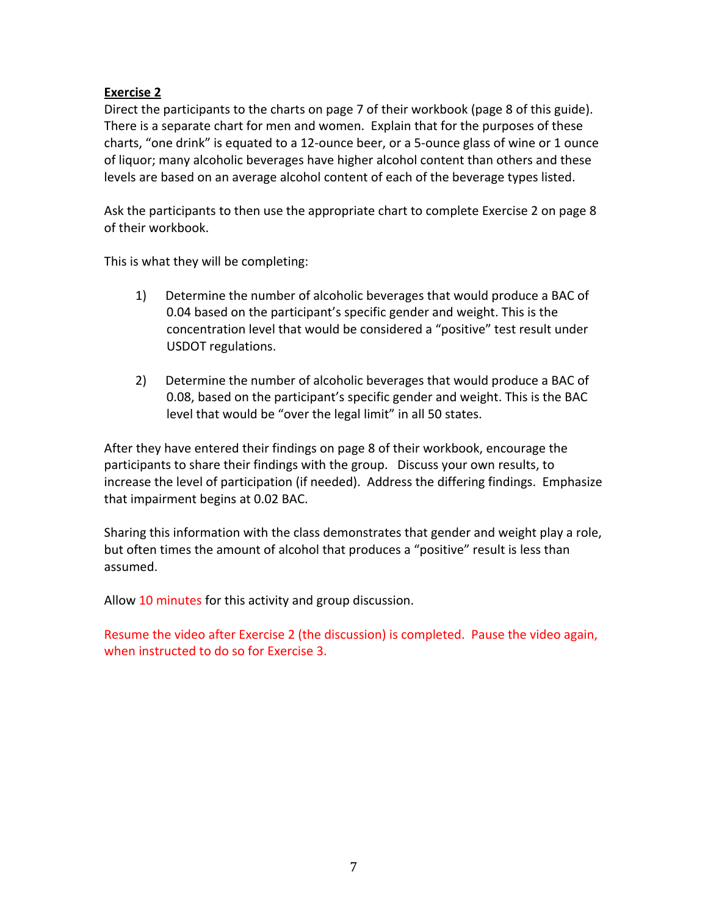**Exercise 2**

Direct the participants to the charts on page 7 of their workbook (page 8 of this guide). There is a separate chart for men and women. Explain that for the purposes of these charts, "one drink" is equated to a 12-ounce beer, or a 5-ounce glass of wine or 1 ounce of liquor; many alcoholic beverages have higher alcohol content than others and these levels are based on an average alcohol content of each of the beverage types listed.

Ask the participants to then use the appropriate chart to complete Exercise 2 on page 8 of their workbook.

This is what they will be completing:

1) Determine the number of alcoholic beverages that would produce a BAC of 0.04 based on the participant's specific gender and weight. This is the concentration level that would be considered a "positive" test result under USDOT regulations.

2) Determine the number of alcoholic beverages that would produce a BAC of 0.08, based on the participant's specific gender and weight. This is the BAC level that would be "over the legal limit" in all 50 states.

After they have entered their findings on page 8 of their workbook, encourage the participants to share their findings with the group. Discuss your own results, to increase the level of participation (if needed). Address the differing findings. Emphasize that impairment begins at 0.02 BAC.

Sharing this information with the class demonstrates that gender and weight play a role, but often times the amount of alcohol that produces a "positive" result is less than assumed.

Allow 10 minutes for this activity and group discussion.

Resume the video after Exercise 2 (the discussion) is completed. Pause the video again, when instructed to do so for Exercise 3.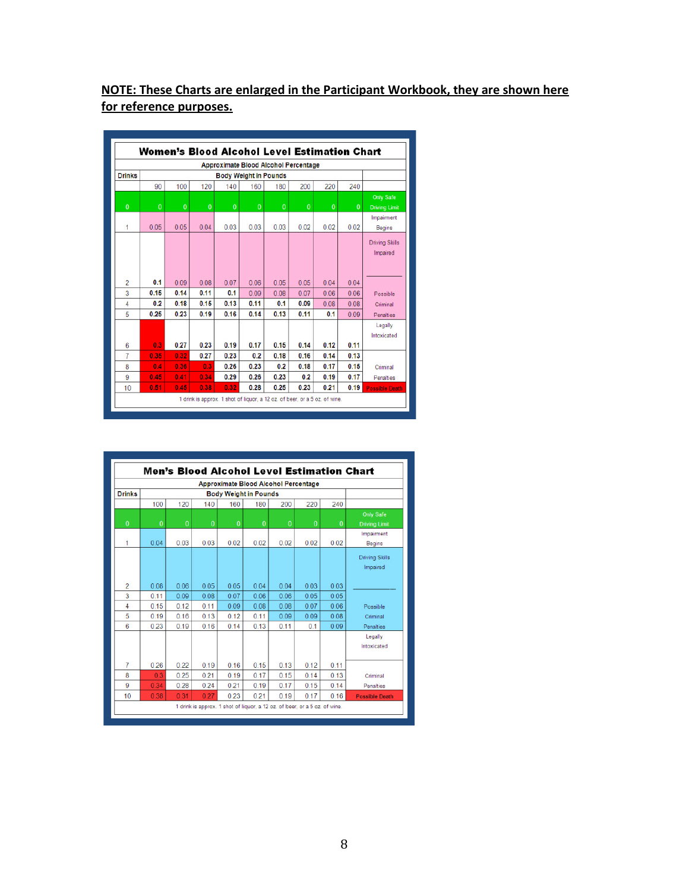**NOTE: These Charts are enlarged in the Participant Workbook, they are shown here for reference purposes.**

**Women's Blood Alcohol Level Estimation Chart**

Approximate Blood Alcohol Percentage

| Drinks | 90 | 100 | 120 | 140 | 160 | 180 | 200 | 220 | 240 | |
|---|---|---|---|---|---|---|---|---|---|---|
| | Body Weight in Pounds | | | | | | | | | |
| 0 | 0 | 0 | 0 | 0 | 0 | 0 | 0 | 0 | 0 | Only Safe Driving Limit |
| 1 | 0.05 | 0.05 | 0.04 | 0.03 | 0.03 | 0.03 | 0.02 | 0.02 | 0.02 | Impairment Begins |
| 2 | 0.1 | 0.09 | 0.08 | 0.07 | 0.06 | 0.05 | 0.05 | 0.04 | 0.04 | Driving Skills Impaired |
| 3 | 0.15 | 0.14 | 0.11 | 0.1 | 0.09 | 0.08 | 0.07 | 0.06 | 0.06 | Possible Criminal Penalties |
| 4 | 0.2 | 0.18 | 0.15 | 0.13 | 0.11 | 0.1 | 0.09 | 0.08 | 0.08 | |
| 5 | 0.25 | 0.23 | 0.19 | 0.16 | 0.14 | 0.13 | 0.11 | 0.1 | 0.09 | |
| 6 | 0.3 | 0.27 | 0.23 | 0.19 | 0.17 | 0.15 | 0.14 | 0.12 | 0.11 | Legally Intoxicated |
| 7 | 0.35 | 0.32 | 0.27 | 0.23 | 0.2 | 0.18 | 0.16 | 0.14 | 0.13 | Criminal Penalties |
| 8 | 0.4 | 0.36 | 0.3 | 0.26 | 0.23 | 0.2 | 0.18 | 0.17 | 0.15 | |
| 9 | 0.45 | 0.41 | 0.34 | 0.29 | 0.26 | 0.23 | 0.2 | 0.19 | 0.17 | |
| 10 | 0.51 | 0.45 | 0.38 | 0.32 | 0.28 | 0.25 | 0.23 | 0.21 | 0.19 | Possible Death |

1 drink is approx. 1 shot of liquor, a 12 oz. of beer, or a 5 oz. of wine.

**Men's Blood Alcohol Level Estimation Chart**

Approximate Blood Alcohol Percentage

| Drinks | 100 | 120 | 140 | 160 | 180 | 200 | 220 | 240 | |
|---|---|---|---|---|---|---|---|---|---|
| | Body Weight in Pounds | | | | | | | | |
| 0 | 0 | 0 | 0 | 0 | 0 | 0 | 0 | 0 | Only Safe Driving Limit |
| 1 | 0.04 | 0.03 | 0.03 | 0.02 | 0.02 | 0.02 | 0.02 | 0.02 | Impairment Begins |
| 2 | 0.08 | 0.06 | 0.05 | 0.05 | 0.04 | 0.04 | 0.03 | 0.03 | Driving Skills Impaired |
| 3 | 0.11 | 0.09 | 0.08 | 0.07 | 0.06 | 0.06 | 0.05 | 0.05 | Possible Criminal Penalties |
| 4 | 0.15 | 0.12 | 0.11 | 0.09 | 0.08 | 0.08 | 0.07 | 0.06 | |
| 5 | 0.19 | 0.16 | 0.13 | 0.12 | 0.11 | 0.09 | 0.09 | 0.08 | |
| 6 | 0.23 | 0.19 | 0.16 | 0.14 | 0.13 | 0.11 | 0.1 | 0.09 | |
| 7 | 0.26 | 0.22 | 0.19 | 0.16 | 0.15 | 0.13 | 0.12 | 0.11 | Legally Intoxicated |
| 8 | 0.3 | 0.25 | 0.21 | 0.19 | 0.17 | 0.15 | 0.14 | 0.13 | Criminal Penalties |
| 9 | 0.34 | 0.28 | 0.24 | 0.21 | 0.19 | 0.17 | 0.15 | 0.14 | |
| 10 | 0.38 | 0.31 | 0.27 | 0.23 | 0.21 | 0.19 | 0.17 | 0.16 | Possible Death |

1 drink is approx. 1 shot of liquor, a 12 oz. of beer, or a 5 oz. of wine.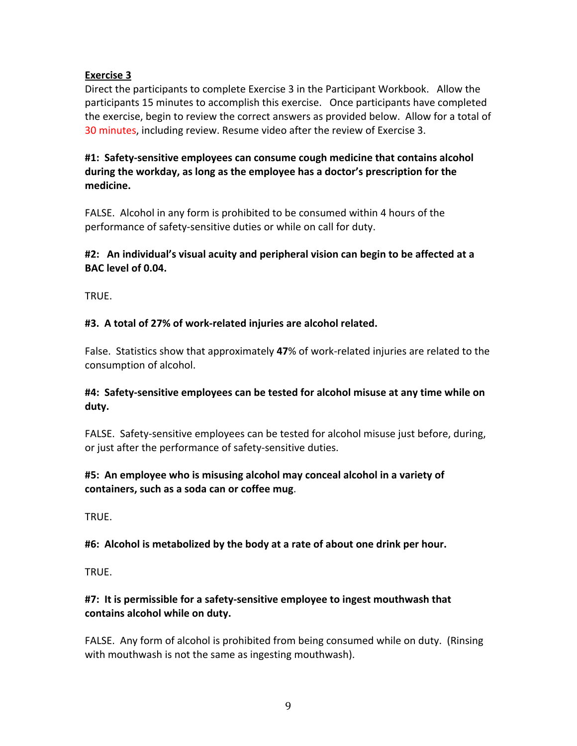**Exercise 3**

Direct the participants to complete Exercise 3 in the Participant Workbook. Allow the participants 15 minutes to accomplish this exercise. Once participants have completed the exercise, begin to review the correct answers as provided below. Allow for a total of 30 minutes, including review. Resume video after the review of Exercise 3.

**#1: Safety-sensitive employees can consume cough medicine that contains alcohol during the workday, as long as the employee has a doctor's prescription for the medicine.**

FALSE. Alcohol in any form is prohibited to be consumed within 4 hours of the performance of safety-sensitive duties or while on call for duty.

**#2: An individual's visual acuity and peripheral vision can begin to be affected at a BAC level of 0.04.**

TRUE.

**#3. A total of 27% of work-related injuries are alcohol related.**

False. Statistics show that approximately **47**% of work-related injuries are related to the consumption of alcohol.

**#4: Safety-sensitive employees can be tested for alcohol misuse at any time while on duty.**

FALSE. Safety-sensitive employees can be tested for alcohol misuse just before, during, or just after the performance of safety-sensitive duties.

**#5: An employee who is misusing alcohol may conceal alcohol in a variety of containers, such as a soda can or coffee mug**.

TRUE.

**#6: Alcohol is metabolized by the body at a rate of about one drink per hour.**

TRUE.

**#7: It is permissible for a safety-sensitive employee to ingest mouthwash that contains alcohol while on duty.**

FALSE. Any form of alcohol is prohibited from being consumed while on duty. (Rinsing with mouthwash is not the same as ingesting mouthwash).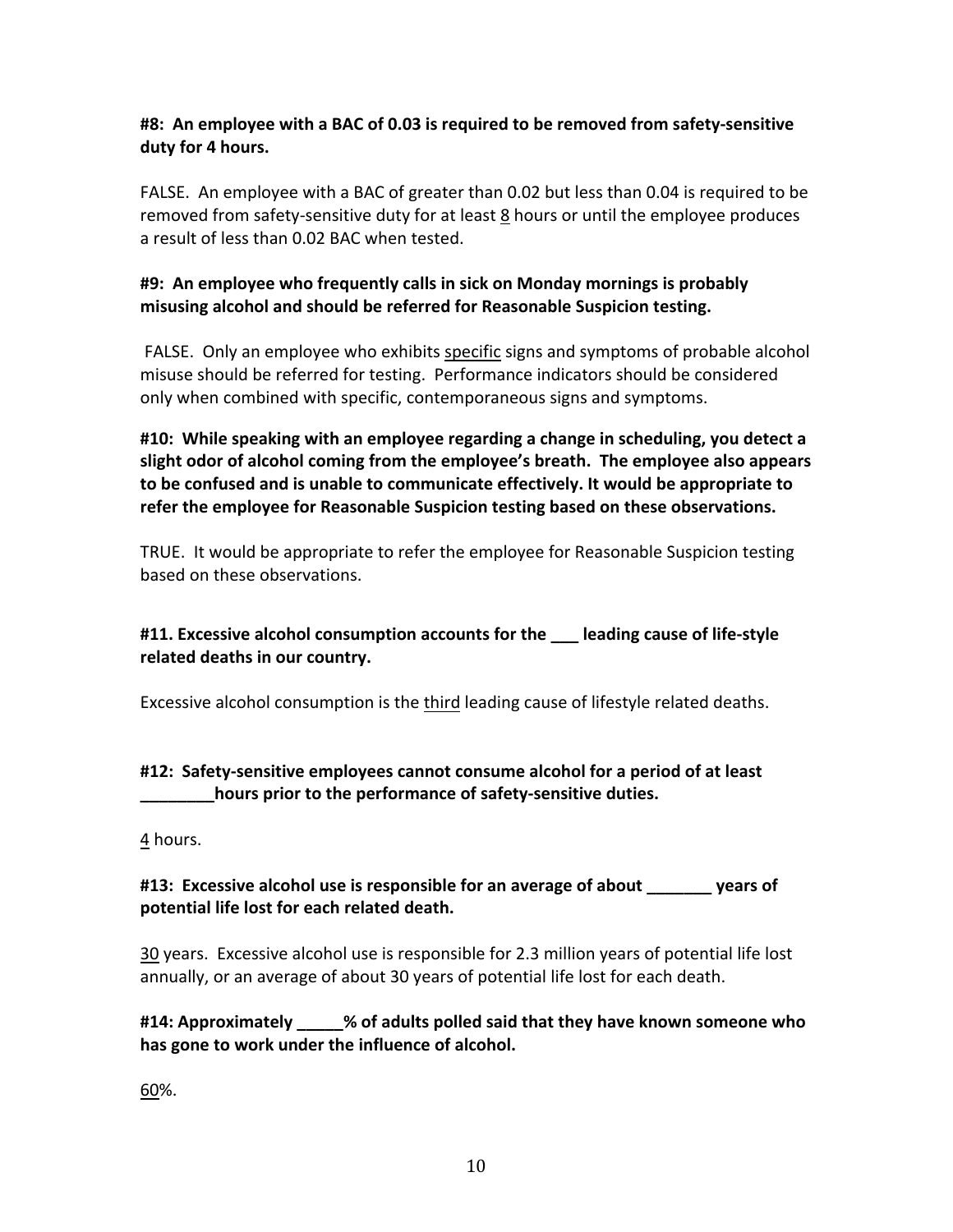**#8: An employee with a BAC of 0.03 is required to be removed from safety-sensitive duty for 4 hours.**

FALSE. An employee with a BAC of greater than 0.02 but less than 0.04 is required to be removed from safety-sensitive duty for at least <u>8</u> hours or until the employee produces a result of less than 0.02 BAC when tested.

**#9: An employee who frequently calls in sick on Monday mornings is probably misusing alcohol and should be referred for Reasonable Suspicion testing.**

FALSE. Only an employee who exhibits <u>specific</u> signs and symptoms of probable alcohol misuse should be referred for testing. Performance indicators should be considered only when combined with specific, contemporaneous signs and symptoms.

**#10: While speaking with an employee regarding a change in scheduling, you detect a slight odor of alcohol coming from the employee's breath. The employee also appears to be confused and is unable to communicate effectively. It would be appropriate to refer the employee for Reasonable Suspicion testing based on these observations.**

TRUE. It would be appropriate to refer the employee for Reasonable Suspicion testing based on these observations.

**#11. Excessive alcohol consumption accounts for the ___ leading cause of life-style related deaths in our country.**

Excessive alcohol consumption is the <u>third</u> leading cause of lifestyle related deaths.

**#12: Safety-sensitive employees cannot consume alcohol for a period of at least ________hours prior to the performance of safety-sensitive duties.**

<u>4</u> hours.

**#13: Excessive alcohol use is responsible for an average of about _______ years of potential life lost for each related death.**

<u>30</u> years. Excessive alcohol use is responsible for 2.3 million years of potential life lost annually, or an average of about 30 years of potential life lost for each death.

**#14: Approximately _____% of adults polled said that they have known someone who has gone to work under the influence of alcohol.**

<u>60</u>%.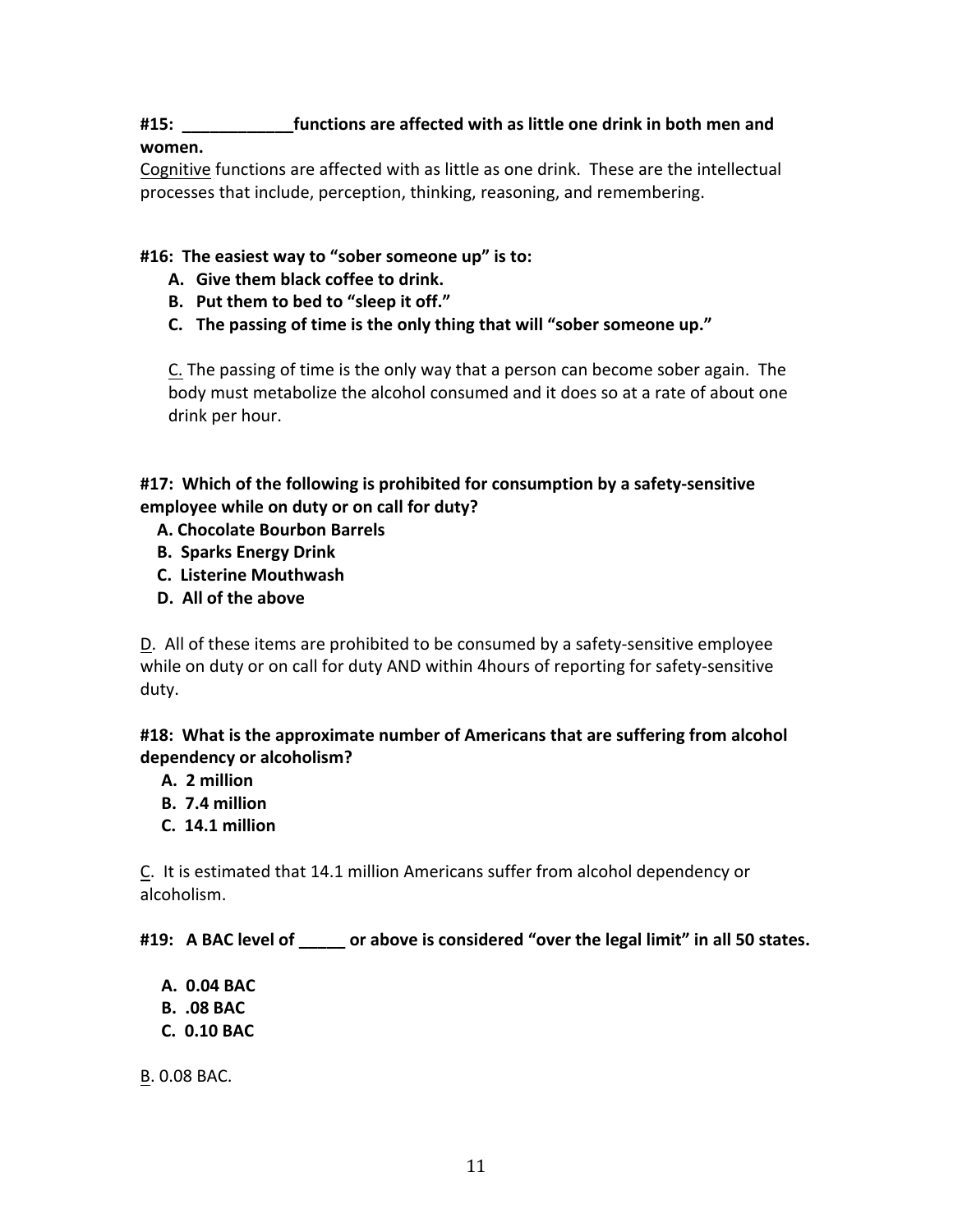**#15: ____________functions are affected with as little one drink in both men and women.**

<u>Cognitive</u> functions are affected with as little as one drink. These are the intellectual processes that include, perception, thinking, reasoning, and remembering.

**#16: The easiest way to "sober someone up" is to:**

**A. Give them black coffee to drink.**
**B. Put them to bed to "sleep it off."**
**C. The passing of time is the only thing that will "sober someone up."**

<u>C.</u> The passing of time is the only way that a person can become sober again. The body must metabolize the alcohol consumed and it does so at a rate of about one drink per hour.

**#17: Which of the following is prohibited for consumption by a safety-sensitive employee while on duty or on call for duty?**

**A. Chocolate Bourbon Barrels**
**B. Sparks Energy Drink**
**C. Listerine Mouthwash**
**D. All of the above**

<u>D</u>. All of these items are prohibited to be consumed by a safety-sensitive employee while on duty or on call for duty AND within 4hours of reporting for safety-sensitive duty.

**#18: What is the approximate number of Americans that are suffering from alcohol dependency or alcoholism?**

**A. 2 million**
**B. 7.4 million**
**C. 14.1 million**

<u>C</u>. It is estimated that 14.1 million Americans suffer from alcohol dependency or alcoholism.

**#19: A BAC level of _____ or above is considered "over the legal limit" in all 50 states.**

**A. 0.04 BAC**
**B. .08 BAC**
**C. 0.10 BAC**

<u>B</u>. 0.08 BAC.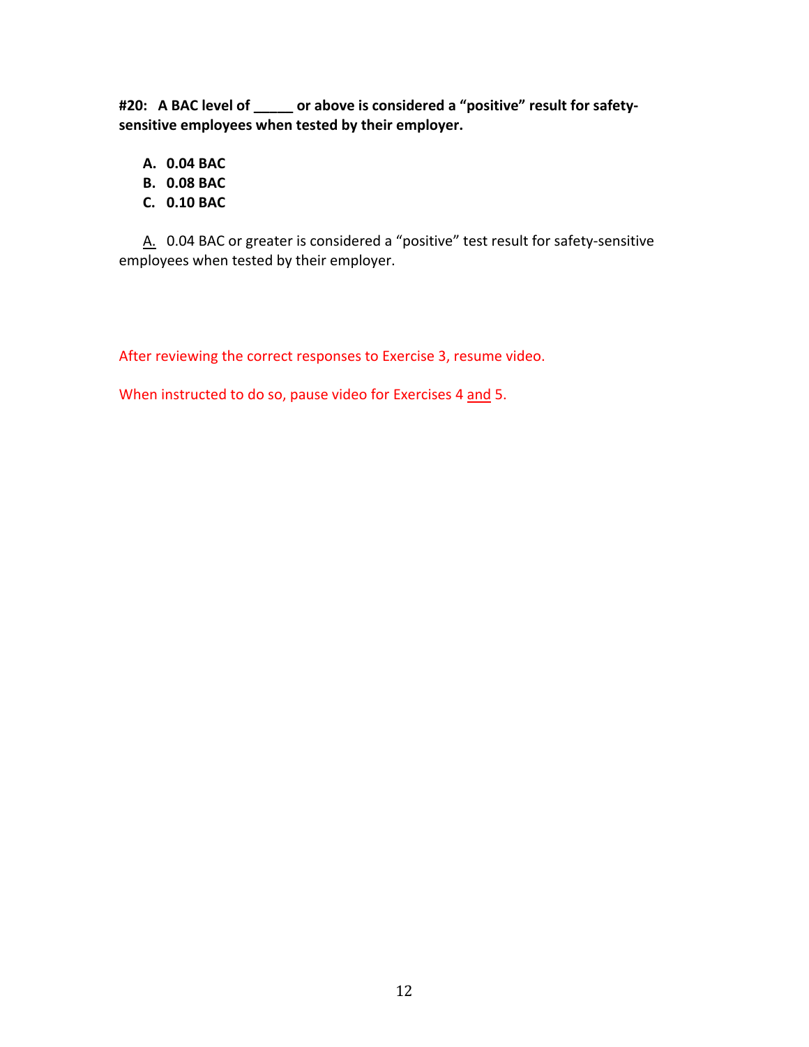**#20: A BAC level of _____ or above is considered a "positive" result for safety-sensitive employees when tested by their employer.**

**A. 0.04 BAC**
**B. 0.08 BAC**
**C. 0.10 BAC**

A. 0.04 BAC or greater is considered a "positive" test result for safety-sensitive employees when tested by their employer.

After reviewing the correct responses to Exercise 3, resume video.

When instructed to do so, pause video for Exercises 4 and 5.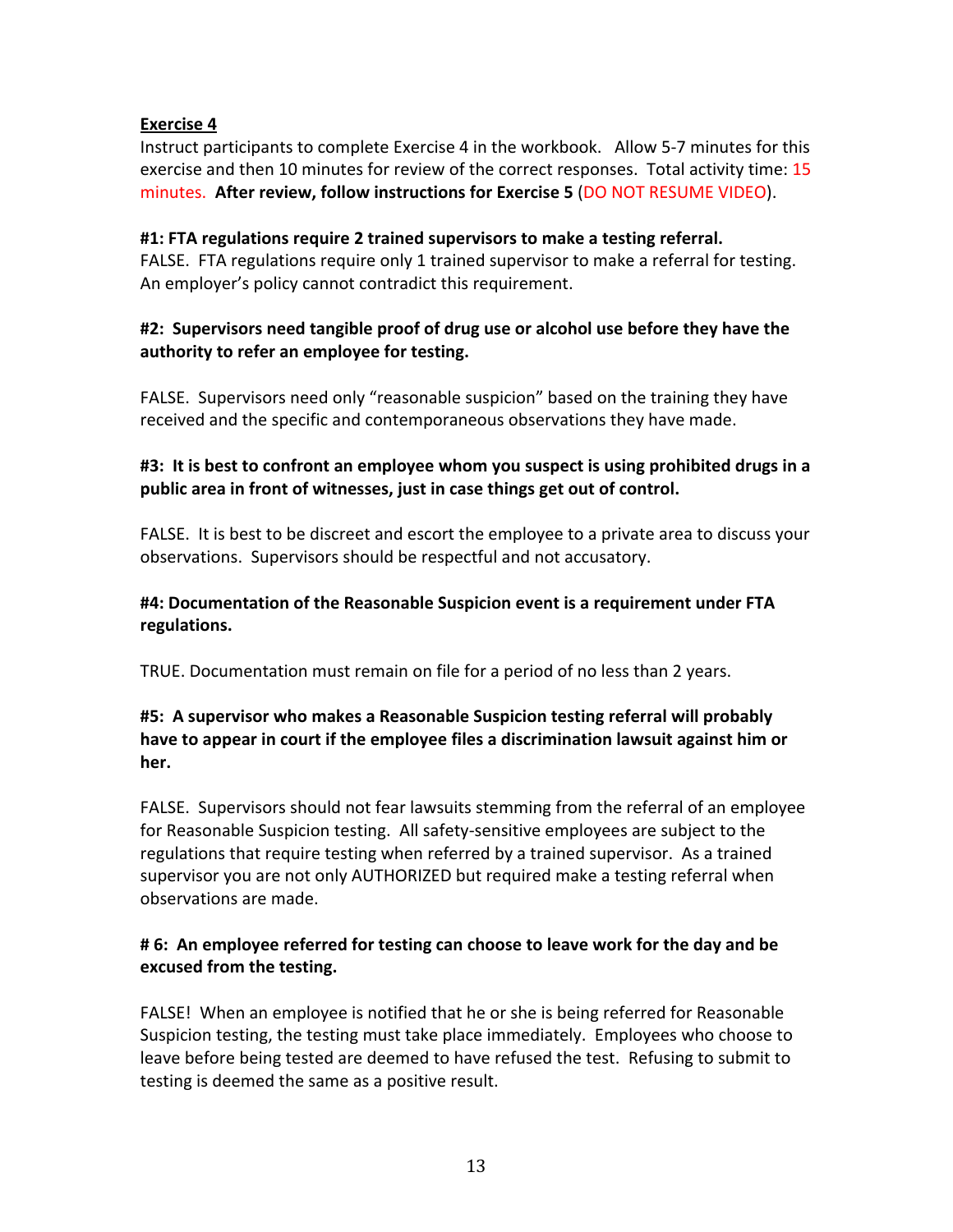**Exercise 4**

Instruct participants to complete Exercise 4 in the workbook. Allow 5-7 minutes for this exercise and then 10 minutes for review of the correct responses. Total activity time: 15 minutes. **After review, follow instructions for Exercise 5** (DO NOT RESUME VIDEO).

**#1: FTA regulations require 2 trained supervisors to make a testing referral.**
FALSE. FTA regulations require only 1 trained supervisor to make a referral for testing. An employer's policy cannot contradict this requirement.

**#2: Supervisors need tangible proof of drug use or alcohol use before they have the authority to refer an employee for testing.**

FALSE. Supervisors need only "reasonable suspicion" based on the training they have received and the specific and contemporaneous observations they have made.

**#3: It is best to confront an employee whom you suspect is using prohibited drugs in a public area in front of witnesses, just in case things get out of control.**

FALSE. It is best to be discreet and escort the employee to a private area to discuss your observations. Supervisors should be respectful and not accusatory.

**#4: Documentation of the Reasonable Suspicion event is a requirement under FTA regulations.**

TRUE. Documentation must remain on file for a period of no less than 2 years.

**#5: A supervisor who makes a Reasonable Suspicion testing referral will probably have to appear in court if the employee files a discrimination lawsuit against him or her.**

FALSE. Supervisors should not fear lawsuits stemming from the referral of an employee for Reasonable Suspicion testing. All safety-sensitive employees are subject to the regulations that require testing when referred by a trained supervisor. As a trained supervisor you are not only AUTHORIZED but required make a testing referral when observations are made.

**# 6: An employee referred for testing can choose to leave work for the day and be excused from the testing.**

FALSE! When an employee is notified that he or she is being referred for Reasonable Suspicion testing, the testing must take place immediately. Employees who choose to leave before being tested are deemed to have refused the test. Refusing to submit to testing is deemed the same as a positive result.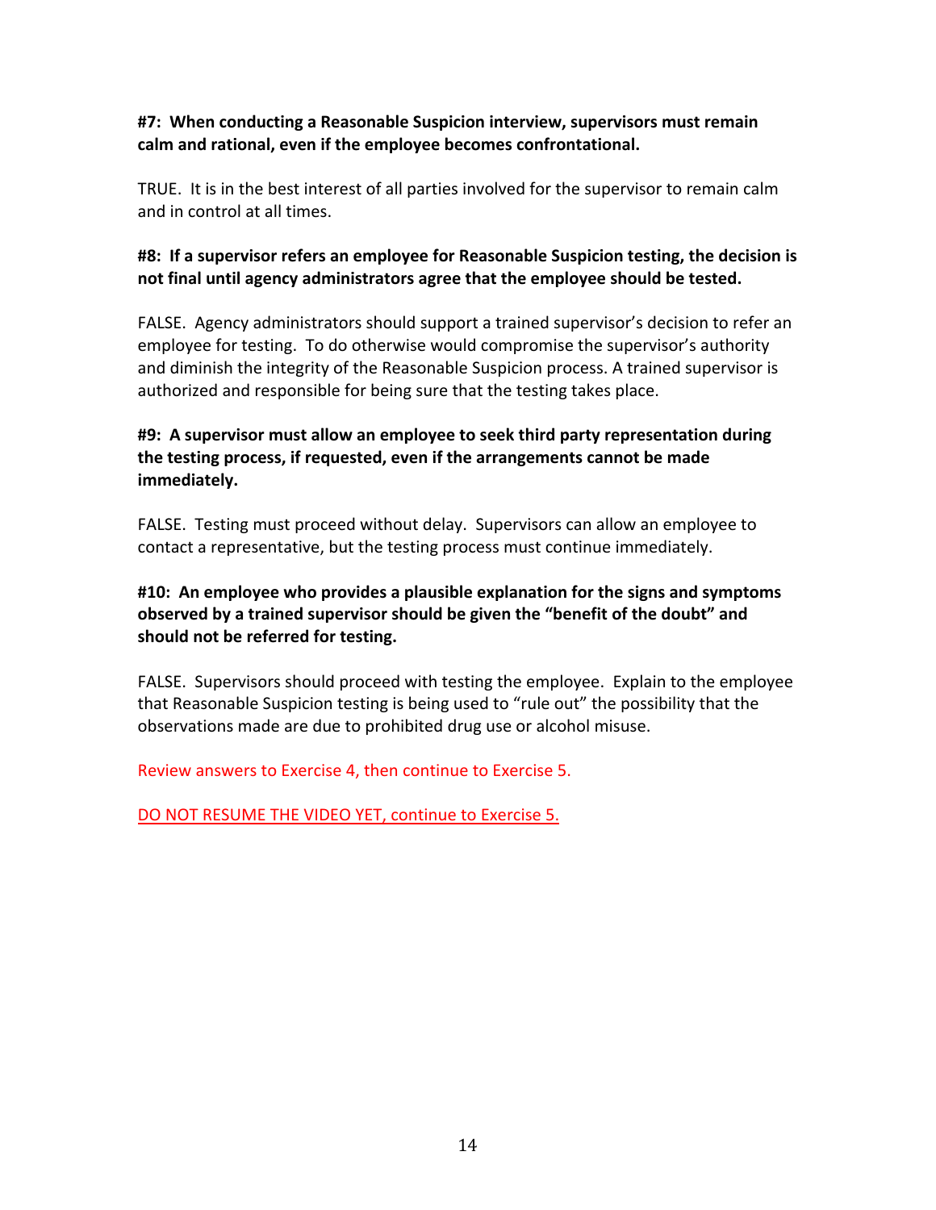**#7: When conducting a Reasonable Suspicion interview, supervisors must remain calm and rational, even if the employee becomes confrontational.**

TRUE. It is in the best interest of all parties involved for the supervisor to remain calm and in control at all times.

**#8: If a supervisor refers an employee for Reasonable Suspicion testing, the decision is not final until agency administrators agree that the employee should be tested.**

FALSE. Agency administrators should support a trained supervisor's decision to refer an employee for testing. To do otherwise would compromise the supervisor's authority and diminish the integrity of the Reasonable Suspicion process. A trained supervisor is authorized and responsible for being sure that the testing takes place.

**#9: A supervisor must allow an employee to seek third party representation during the testing process, if requested, even if the arrangements cannot be made immediately.**

FALSE. Testing must proceed without delay. Supervisors can allow an employee to contact a representative, but the testing process must continue immediately.

**#10: An employee who provides a plausible explanation for the signs and symptoms observed by a trained supervisor should be given the "benefit of the doubt" and should not be referred for testing.**

FALSE. Supervisors should proceed with testing the employee. Explain to the employee that Reasonable Suspicion testing is being used to "rule out" the possibility that the observations made are due to prohibited drug use or alcohol misuse.

Review answers to Exercise 4, then continue to Exercise 5.

DO NOT RESUME THE VIDEO YET, continue to Exercise 5.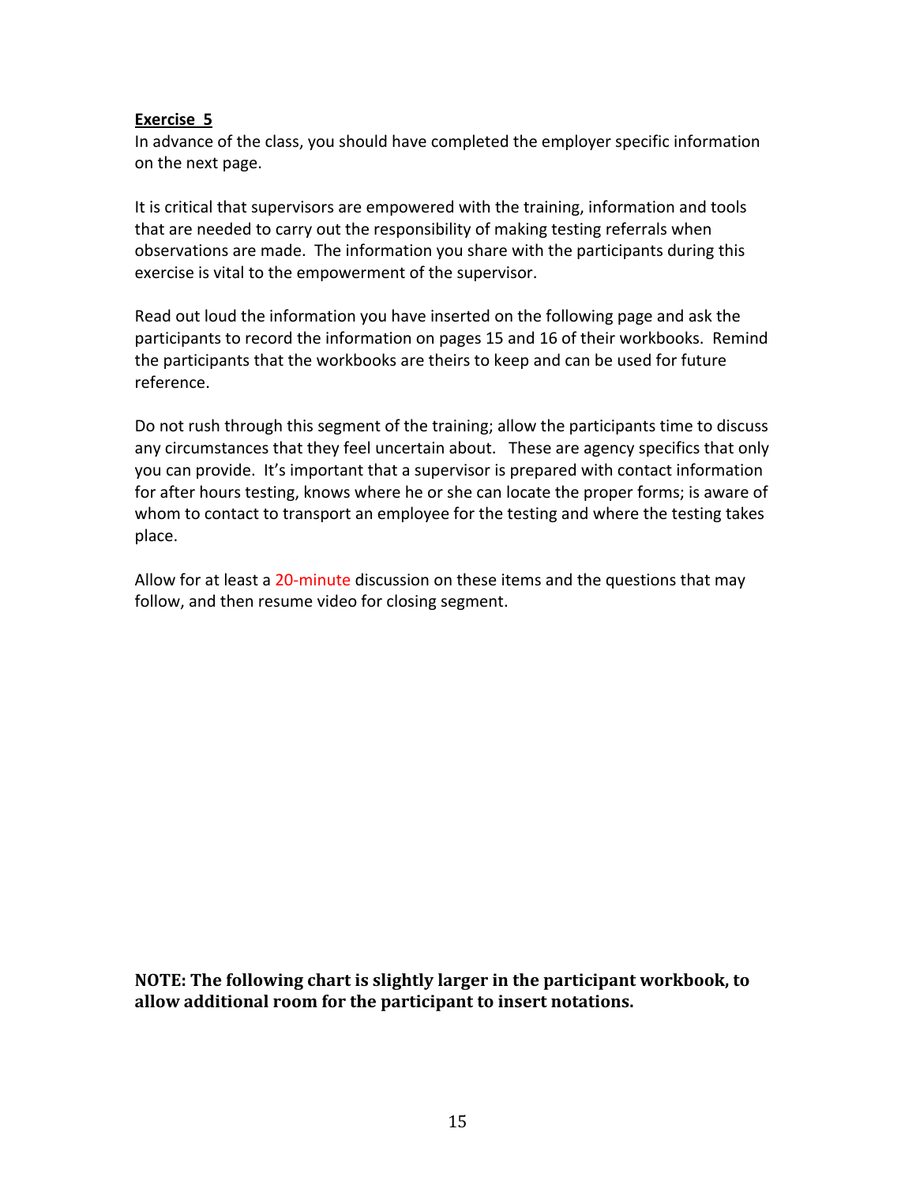**Exercise 5**

In advance of the class, you should have completed the employer specific information on the next page.

It is critical that supervisors are empowered with the training, information and tools that are needed to carry out the responsibility of making testing referrals when observations are made. The information you share with the participants during this exercise is vital to the empowerment of the supervisor.

Read out loud the information you have inserted on the following page and ask the participants to record the information on pages 15 and 16 of their workbooks. Remind the participants that the workbooks are theirs to keep and can be used for future reference.

Do not rush through this segment of the training; allow the participants time to discuss any circumstances that they feel uncertain about. These are agency specifics that only you can provide. It's important that a supervisor is prepared with contact information for after hours testing, knows where he or she can locate the proper forms; is aware of whom to contact to transport an employee for the testing and where the testing takes place.

Allow for at least a 20-minute discussion on these items and the questions that may follow, and then resume video for closing segment.

**NOTE: The following chart is slightly larger in the participant workbook, to allow additional room for the participant to insert notations.**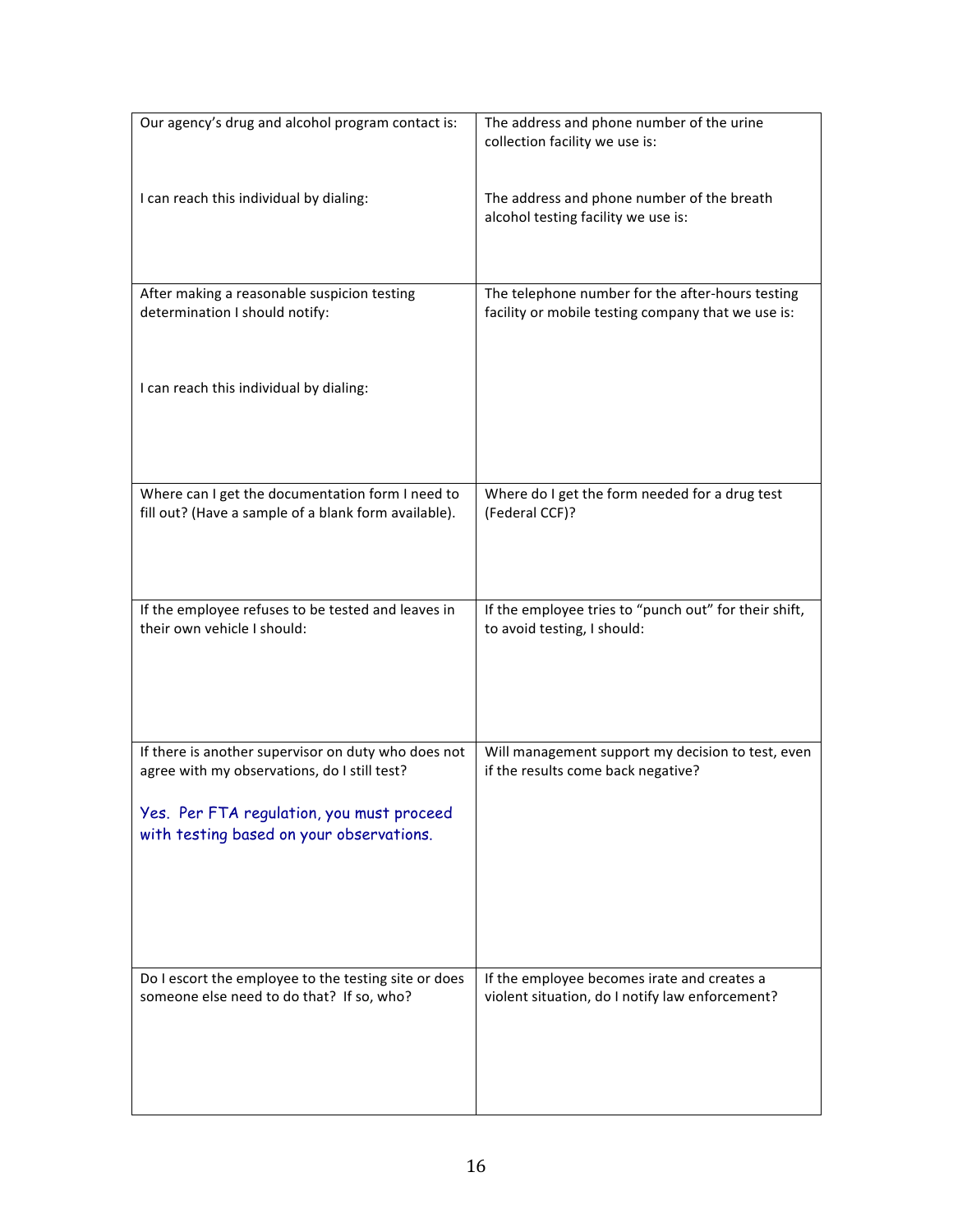| | |
|---|---|
| Our agency's drug and alcohol program contact is:<br><br>I can reach this individual by dialing: | The address and phone number of the urine collection facility we use is:<br><br>The address and phone number of the breath alcohol testing facility we use is: |
| After making a reasonable suspicion testing determination I should notify:<br><br>I can reach this individual by dialing: | The telephone number for the after-hours testing facility or mobile testing company that we use is: |
| Where can I get the documentation form I need to fill out? (Have a sample of a blank form available). | Where do I get the form needed for a drug test (Federal CCF)? |
| If the employee refuses to be tested and leaves in their own vehicle I should: | If the employee tries to "punch out" for their shift, to avoid testing, I should: |
| If there is another supervisor on duty who does not agree with my observations, do I still test?<br><br>Yes. Per FTA regulation, you must proceed with testing based on your observations. | Will management support my decision to test, even if the results come back negative? |
| Do I escort the employee to the testing site or does someone else need to do that? If so, who? | If the employee becomes irate and creates a violent situation, do I notify law enforcement? |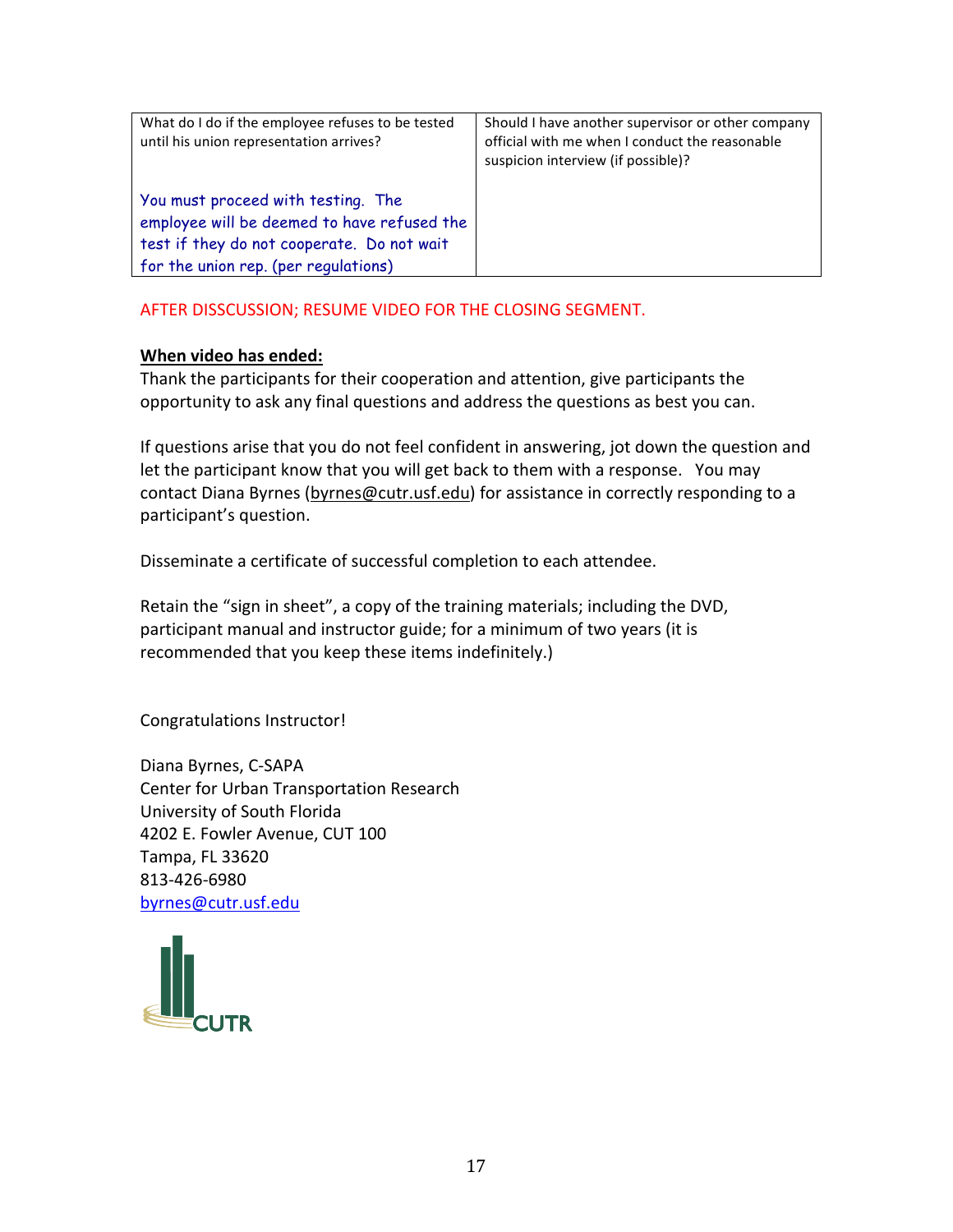| What do I do if the employee refuses to be tested until his union representation arrives?<br><br>You must proceed with testing. The employee will be deemed to have refused the test if they do not cooperate. Do not wait for the union rep. (per regulations) | Should I have another supervisor or other company official with me when I conduct the reasonable suspicion interview (if possible)? |
|---|---|

AFTER DISSCUSSION; RESUME VIDEO FOR THE CLOSING SEGMENT.

**When video has ended:**

Thank the participants for their cooperation and attention, give participants the opportunity to ask any final questions and address the questions as best you can.

If questions arise that you do not feel confident in answering, jot down the question and let the participant know that you will get back to them with a response. You may contact Diana Byrnes (byrnes@cutr.usf.edu) for assistance in correctly responding to a participant's question.

Disseminate a certificate of successful completion to each attendee.

Retain the "sign in sheet", a copy of the training materials; including the DVD, participant manual and instructor guide; for a minimum of two years (it is recommended that you keep these items indefinitely.)

Congratulations Instructor!

Diana Byrnes, C-SAPA
Center for Urban Transportation Research
University of South Florida
4202 E. Fowler Avenue, CUT 100
Tampa, FL 33620
813-426-6980
byrnes@cutr.usf.edu

CUTR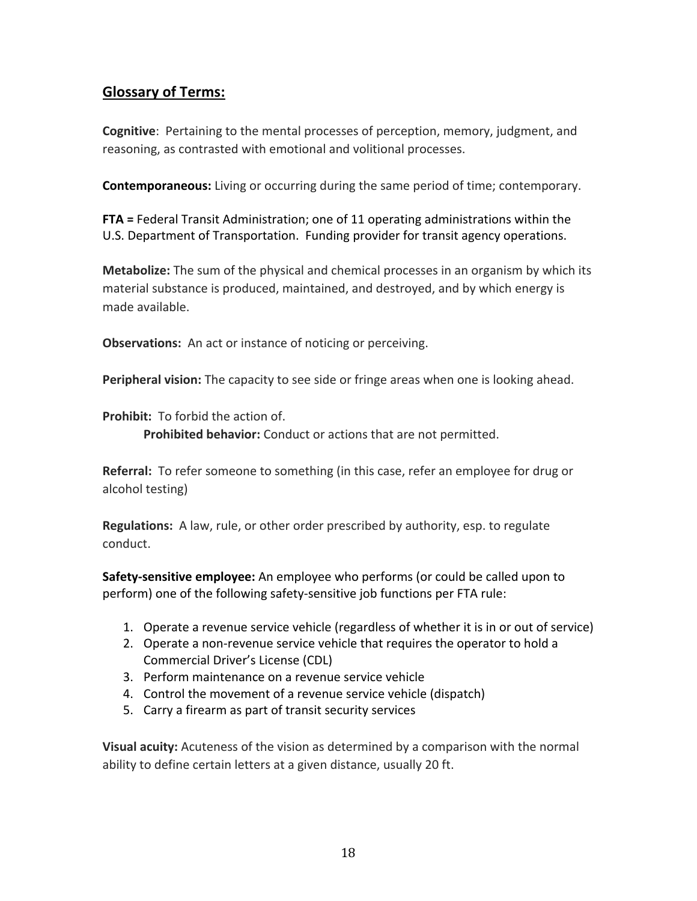## Glossary of Terms:

**Cognitive**: Pertaining to the mental processes of perception, memory, judgment, and reasoning, as contrasted with emotional and volitional processes.

**Contemporaneous:** Living or occurring during the same period of time; contemporary.

**FTA =** Federal Transit Administration; one of 11 operating administrations within the U.S. Department of Transportation. Funding provider for transit agency operations.

**Metabolize:** The sum of the physical and chemical processes in an organism by which its material substance is produced, maintained, and destroyed, and by which energy is made available.

**Observations:** An act or instance of noticing or perceiving.

**Peripheral vision:** The capacity to see side or fringe areas when one is looking ahead.

**Prohibit:** To forbid the action of.

**Prohibited behavior:** Conduct or actions that are not permitted.

**Referral:** To refer someone to something (in this case, refer an employee for drug or alcohol testing)

**Regulations:** A law, rule, or other order prescribed by authority, esp. to regulate conduct.

**Safety-sensitive employee:** An employee who performs (or could be called upon to perform) one of the following safety-sensitive job functions per FTA rule:

1. Operate a revenue service vehicle (regardless of whether it is in or out of service)
2. Operate a non-revenue service vehicle that requires the operator to hold a Commercial Driver's License (CDL)
3. Perform maintenance on a revenue service vehicle
4. Control the movement of a revenue service vehicle (dispatch)
5. Carry a firearm as part of transit security services

**Visual acuity:** Acuteness of the vision as determined by a comparison with the normal ability to define certain letters at a given distance, usually 20 ft.